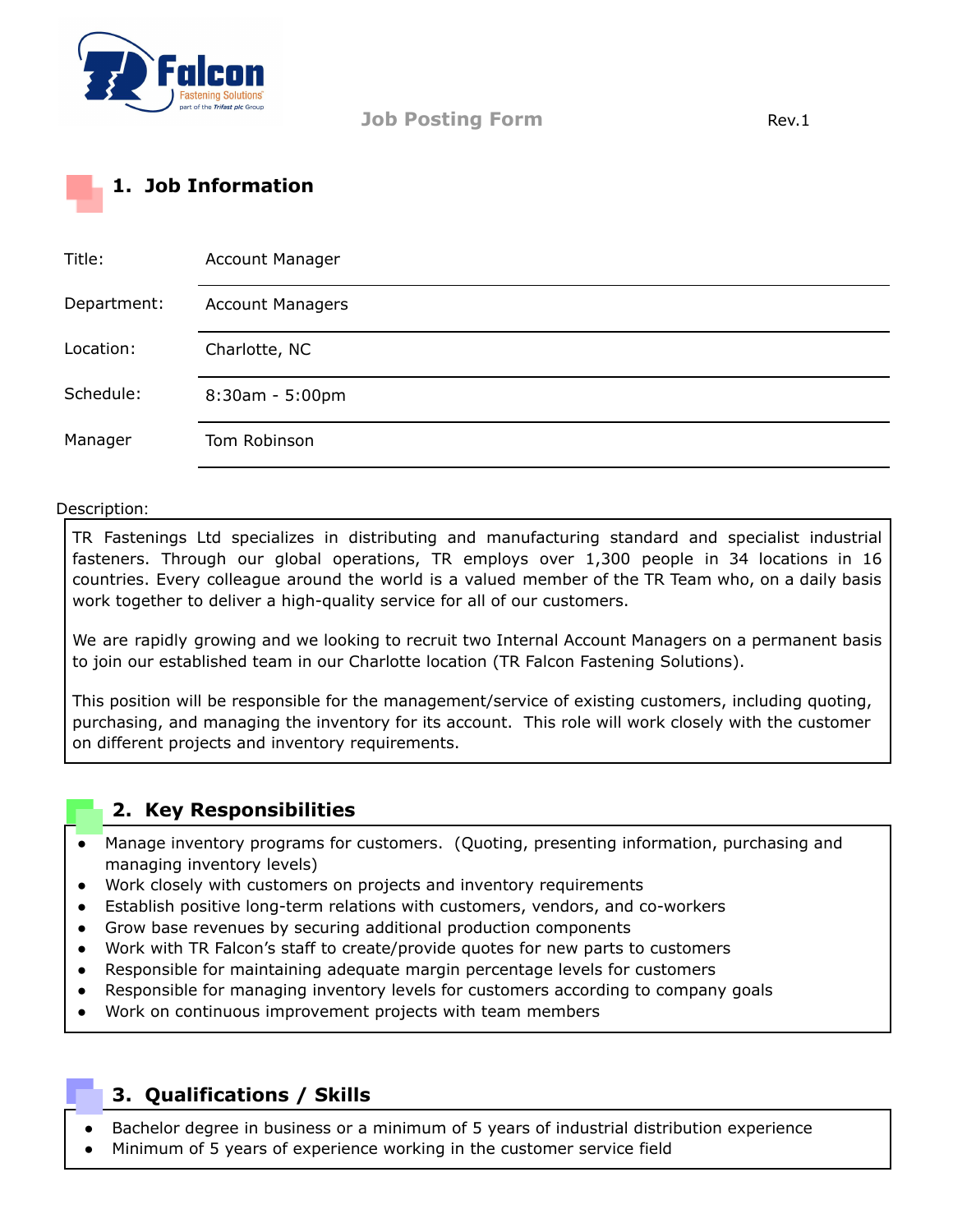# Job Posting Form

Rev.1

## 1. Job Information

| Title: | Account Manager |
|---|---|
| Department: | Account Managers |
| Location: | Charlotte, NC |
| Schedule: | 8:30am - 5:00pm |
| Manager | Tom Robinson |

Description:

TR Fastenings Ltd specializes in distributing and manufacturing standard and specialist industrial fasteners. Through our global operations, TR employs over 1,300 people in 34 locations in 16 countries. Every colleague around the world is a valued member of the TR Team who, on a daily basis work together to deliver a high-quality service for all of our customers.

We are rapidly growing and we looking to recruit two Internal Account Managers on a permanent basis to join our established team in our Charlotte location (TR Falcon Fastening Solutions).

This position will be responsible for the management/service of existing customers, including quoting, purchasing, and managing the inventory for its account. This role will work closely with the customer on different projects and inventory requirements.

## 2. Key Responsibilities

- Manage inventory programs for customers. (Quoting, presenting information, purchasing and managing inventory levels)
- Work closely with customers on projects and inventory requirements
- Establish positive long-term relations with customers, vendors, and co-workers
- Grow base revenues by securing additional production components
- Work with TR Falcon's staff to create/provide quotes for new parts to customers
- Responsible for maintaining adequate margin percentage levels for customers
- Responsible for managing inventory levels for customers according to company goals
- Work on continuous improvement projects with team members

## 3. Qualifications / Skills

- Bachelor degree in business or a minimum of 5 years of industrial distribution experience
- Minimum of 5 years of experience working in the customer service field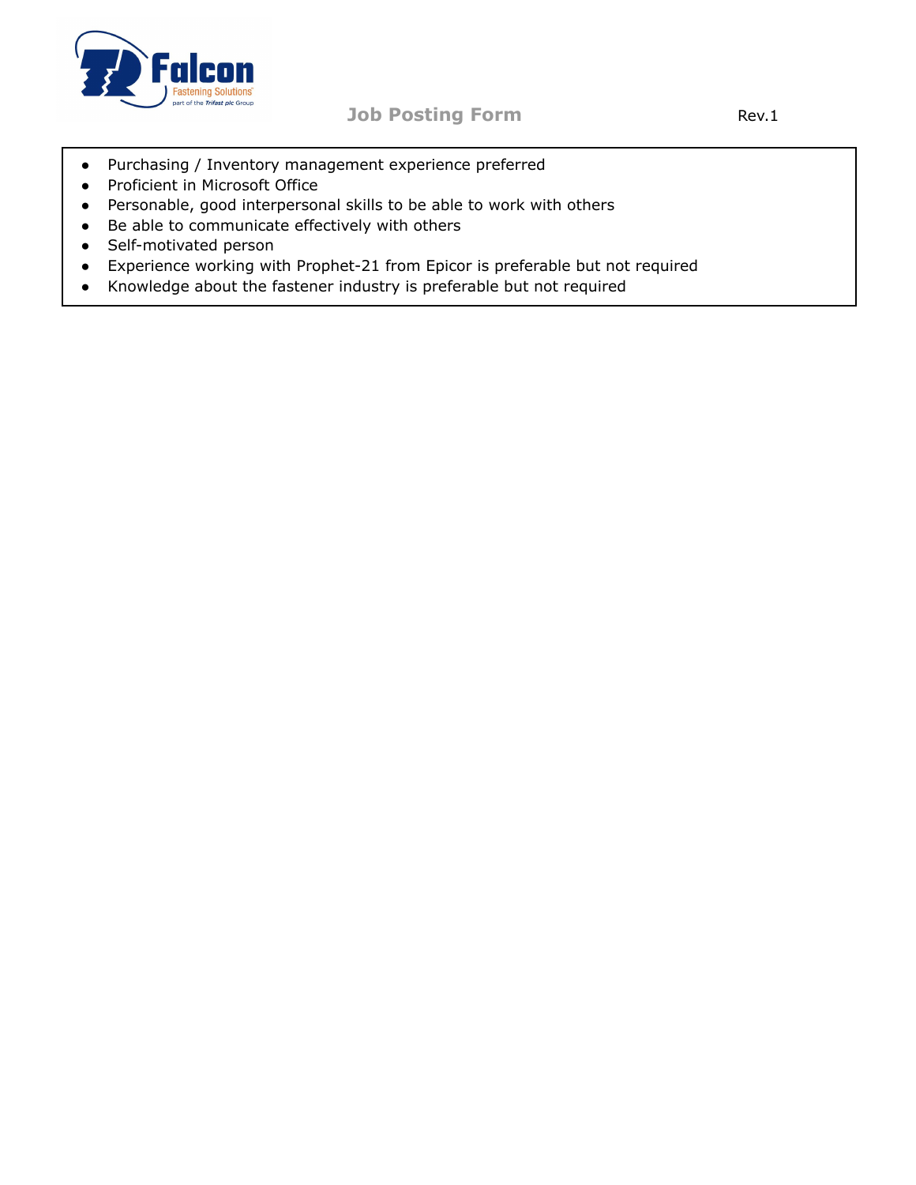- Purchasing / Inventory management experience preferred
- Proficient in Microsoft Office
- Personable, good interpersonal skills to be able to work with others
- Be able to communicate effectively with others
- Self-motivated person
- Experience working with Prophet-21 from Epicor is preferable but not required
- Knowledge about the fastener industry is preferable but not required